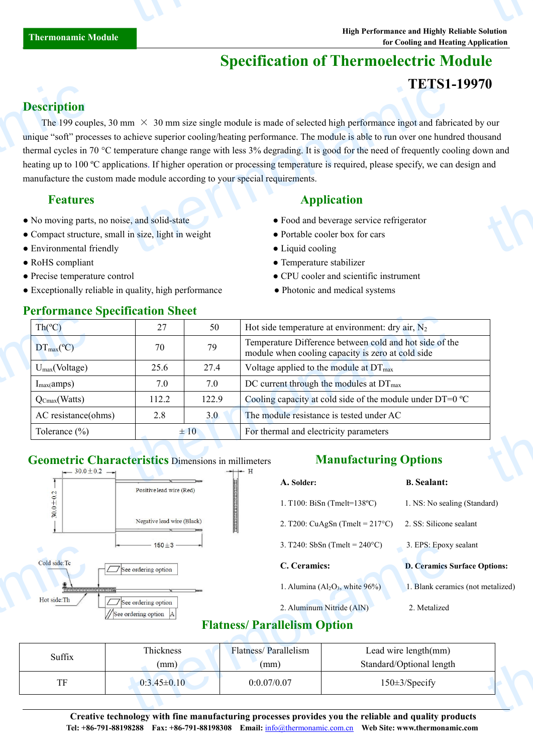Thermonamic Module

High Performance and Highly Reliable Solution for Cooling and Heating Application

# Specification of Thermoelectric Module

## TETS1-19970

## Description

The 199 couples, 30 mm × 30 mm size single module is made of selected high performance ingot and fabricated by our unique "soft" processes to achieve superior cooling/heating performance. The module is able to run over one hundred thousand thermal cycles in 70 °C temperature change range with less 3% degrading. It is good for the need of frequently cooling down and heating up to 100 ºC applications. If higher operation or processing temperature is required, please specify, we can design and manufacture the custom made module according to your special requirements.

## Features

- No moving parts, no noise, and solid-state
- Compact structure, small in size, light in weight
- Environmental friendly
- RoHS compliant
- Precise temperature control
- Exceptionally reliable in quality, high performance

## Application

- Food and beverage service refrigerator
- Portable cooler box for cars
- Liquid cooling
- Temperature stabilizer
- CPU cooler and scientific instrument
- Photonic and medical systems

## Performance Specification Sheet

| Th(ºC) | 27 | 50 | Hot side temperature at environment: dry air, $N_2$ |
|---|---|---|---|
| $DT_{max}$(ºC) | 70 | 79 | Temperature Difference between cold and hot side of the module when cooling capacity is zero at cold side |
| $U_{max}$(Voltage) | 25.6 | 27.4 | Voltage applied to the module at $DT_{max}$ |
| $I_{max}$(amps) | 7.0 | 7.0 | DC current through the modules at $DT_{max}$ |
| $Q_{Cmax}$(Watts) | 112.2 | 122.9 | Cooling capacity at cold side of the module under DT=0 ºC |
| AC resistance(ohms) | 2.8 | 3.0 | The module resistance is tested under AC |
| Tolerance (%) | ± 10 | | For thermal and electricity parameters |

## Geometric Characteristics Dimensions in millimeters

30.0±0.2

30.0±0.2

Positive lead wire (Red)

Negative lead wire (Black)

150±3

H

Cold side:Tc

Hot side:Th

See ordering option

See ordering option

See ordering option A

## Manufacturing Options

**A. Solder:**

1. T100: BiSn (Tmelt=138ºC)
2. T200: CuAgSn (Tmelt = 217°C)
3. T240: SbSn (Tmelt = 240°C)

**B. Sealant:**

1. NS: No sealing (Standard)
2. SS: Silicone sealant
3. EPS: Epoxy sealant

**C. Ceramics:**

1. Alumina ($Al_2O_3$, white 96%)
2. Aluminum Nitride (AlN)

**D. Ceramics Surface Options:**

1. Blank ceramics (not metalized)
2. Metalized

## Flatness/ Parallelism Option

| Suffix | Thickness (mm) | Flatness/ Parallelism (mm) | Lead wire length(mm) Standard/Optional length |
|---|---|---|---|
| TF | 0:3.45±0.10 | 0:0.07/0.07 | 150±3/Specify |

**Creative technology with fine manufacturing processes provides you the reliable and quality products**

**Tel: +86-791-88198288 Fax: +86-791-88198308 Email: info@thermonamic.com.cn Web Site: www.thermonamic.com**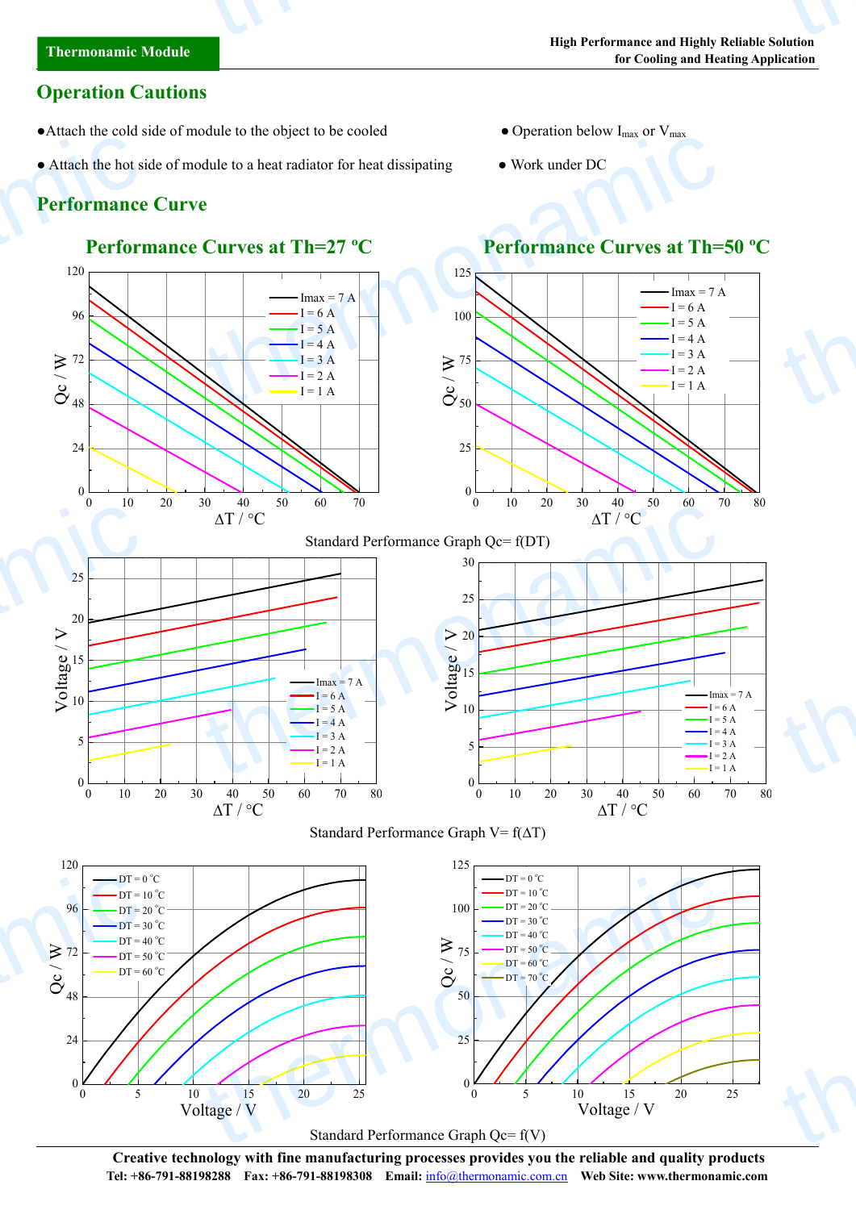## Operation Cautions

- Attach the cold side of module to the object to be cooled
- Attach the hot side of module to a heat radiator for heat dissipating
- Operation below $I_{max}$ or $V_{max}$
- Work under DC

## Performance Curve

### Performance Curves at Th=27 ºC

### Performance Curves at Th=50 ºC

Standard Performance Graph Qc= f(DT)

Standard Performance Graph V= f(ΔT)

Standard Performance Graph Qc= f(V)

**Creative technology with fine manufacturing processes provides you the reliable and quality products**

**Tel: +86-791-88198288 Fax: +86-791-88198308 Email: info@thermonamic.com.cn Web Site: www.thermonamic.com**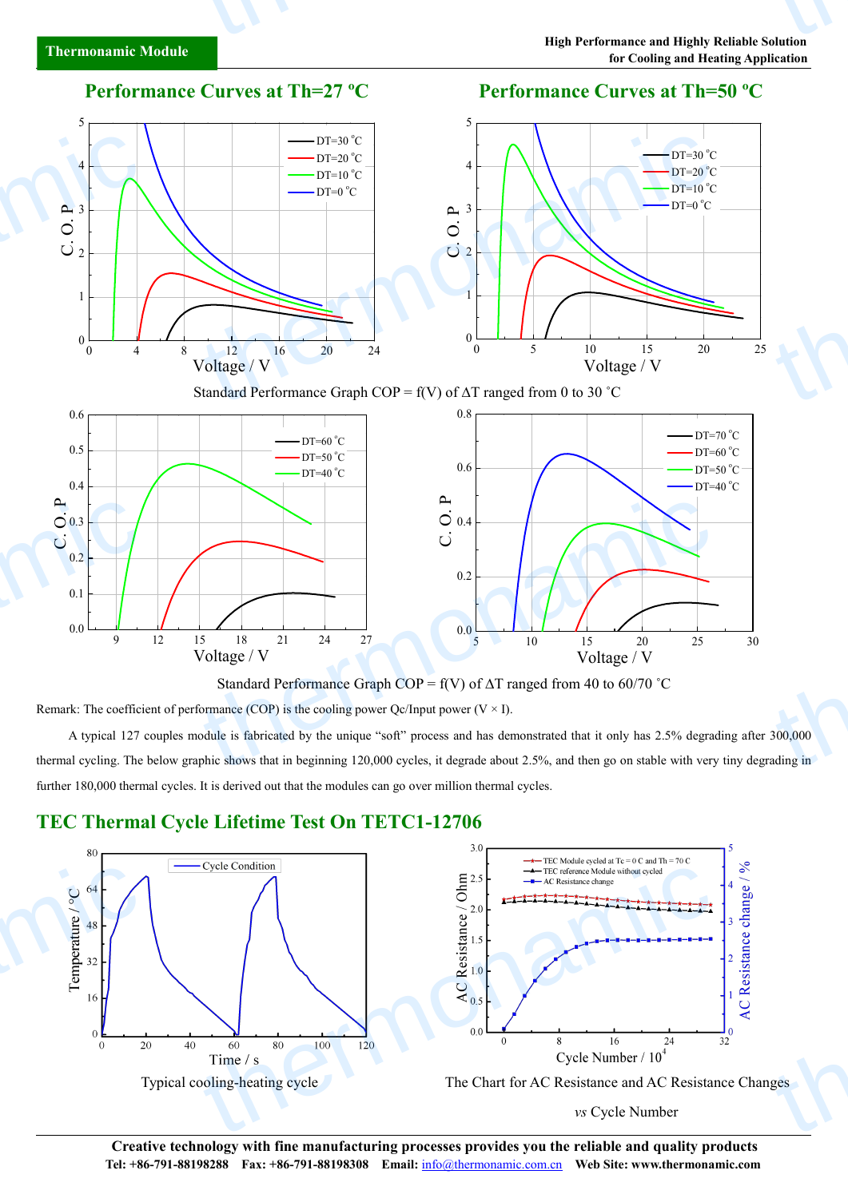## Performance Curves at Th=27 ºC

5
4
3
2
1
0
C. O. P
0 4 8 12 16 20 24
Voltage / V
DT=30 °C
DT=20 °C
DT=10 °C
DT=0 °C

## Performance Curves at Th=50 ºC

5
4
3
2
1
0
C. O. P
0 5 10 15 20 25
Voltage / V
DT=30 °C
DT=20 °C
DT=10 °C
DT=0 °C

Standard Performance Graph COP = f(V) of ΔT ranged from 0 to 30 ˚C

0.6
0.5
0.4
0.3
0.2
0.1
0.0
C. O. P
9 12 15 18 21 24 27
Voltage / V
DT=60 °C
DT=50 °C
DT=40 °C

0.8
0.6
0.4
0.2
0.0
C. O. P
5 10 15 20 25 30
Voltage / V
DT=70 °C
DT=60 °C
DT=50 °C
DT=40 °C

Standard Performance Graph COP = f(V) of ΔT ranged from 40 to 60/70 ˚C

Remark: The coefficient of performance (COP) is the cooling power Qc/Input power (V × I).

A typical 127 couples module is fabricated by the unique "soft" process and has demonstrated that it only has 2.5% degrading after 300,000 thermal cycling. The below graphic shows that in beginning 120,000 cycles, it degrade about 2.5%, and then go on stable with very tiny degrading in further 180,000 thermal cycles. It is derived out that the modules can go over million thermal cycles.

## TEC Thermal Cycle Lifetime Test On TETC1-12706

80
64
48
32
16
0
Temperature / °C
0 20 40 60 80 100 120
Time / s
Cycle Condition

Typical cooling-heating cycle

3.0
2.5
2.0
1.5
1.0
0.5
0.0
AC Resistance / Ohm
0 8 16 24 32
Cycle Number / $10^4$
5
4
3
2
1
0
AC Resistance change / %
TEC Module cycled at Tc = 0 C and Th = 70 C
TEC reference Module without cycled
AC Resistance change

The Chart for AC Resistance and AC Resistance Changes *vs* Cycle Number

**Creative technology with fine manufacturing processes provides you the reliable and quality products**

**Tel: +86-791-88198288 Fax: +86-791-88198308 Email: info@thermonamic.com.cn Web Site: www.thermonamic.com**